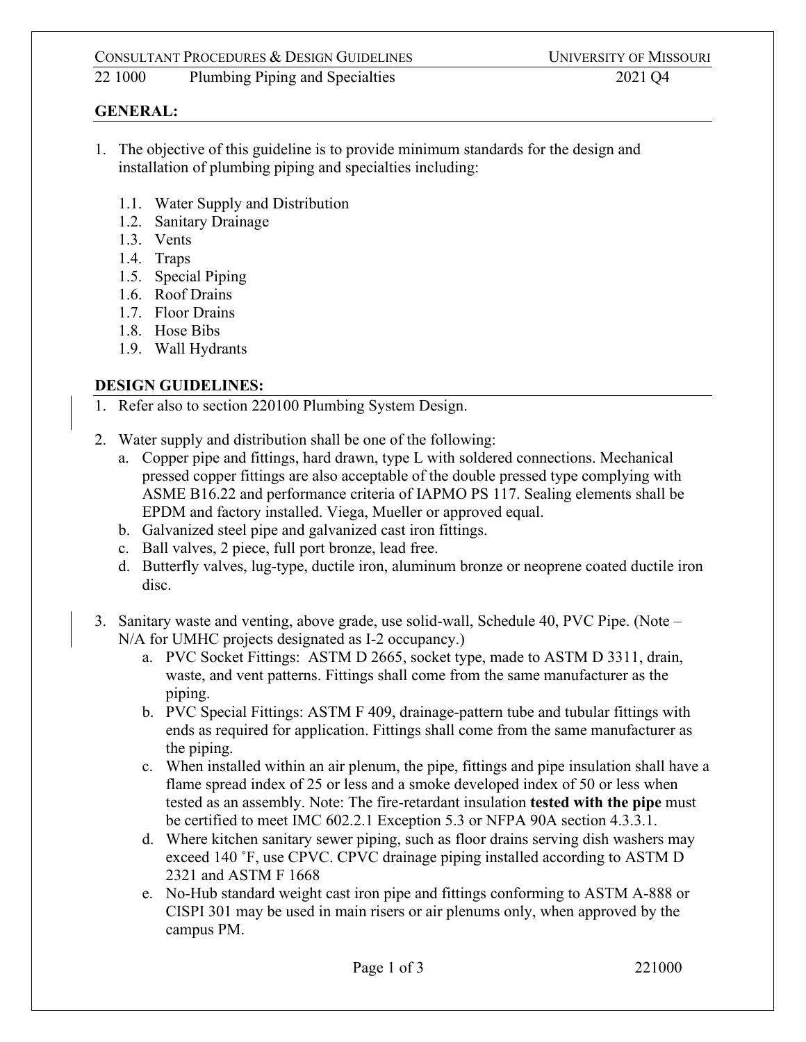## GENERAL:

1. The objective of this guideline is to provide minimum standards for the design and installation of plumbing piping and specialties including:

   1.1. Water Supply and Distribution
   1.2. Sanitary Drainage
   1.3. Vents
   1.4. Traps
   1.5. Special Piping
   1.6. Roof Drains
   1.7. Floor Drains
   1.8. Hose Bibs
   1.9. Wall Hydrants

## DESIGN GUIDELINES:

1. Refer also to section 220100 Plumbing System Design.

2. Water supply and distribution shall be one of the following:
   a. Copper pipe and fittings, hard drawn, type L with soldered connections. Mechanical pressed copper fittings are also acceptable of the double pressed type complying with ASME B16.22 and performance criteria of IAPMO PS 117. Sealing elements shall be EPDM and factory installed. Viega, Mueller or approved equal.
   b. Galvanized steel pipe and galvanized cast iron fittings.
   c. Ball valves, 2 piece, full port bronze, lead free.
   d. Butterfly valves, lug-type, ductile iron, aluminum bronze or neoprene coated ductile iron disc.

3. Sanitary waste and venting, above grade, use solid-wall, Schedule 40, PVC Pipe. (Note – N/A for UMHC projects designated as I-2 occupancy.)
   a. PVC Socket Fittings: ASTM D 2665, socket type, made to ASTM D 3311, drain, waste, and vent patterns. Fittings shall come from the same manufacturer as the piping.
   b. PVC Special Fittings: ASTM F 409, drainage-pattern tube and tubular fittings with ends as required for application. Fittings shall come from the same manufacturer as the piping.
   c. When installed within an air plenum, the pipe, fittings and pipe insulation shall have a flame spread index of 25 or less and a smoke developed index of 50 or less when tested as an assembly. Note: The fire-retardant insulation **tested with the pipe** must be certified to meet IMC 602.2.1 Exception 5.3 or NFPA 90A section 4.3.3.1.
   d. Where kitchen sanitary sewer piping, such as floor drains serving dish washers may exceed 140 ˚F, use CPVC. CPVC drainage piping installed according to ASTM D 2321 and ASTM F 1668
   e. No-Hub standard weight cast iron pipe and fittings conforming to ASTM A-888 or CISPI 301 may be used in main risers or air plenums only, when approved by the campus PM.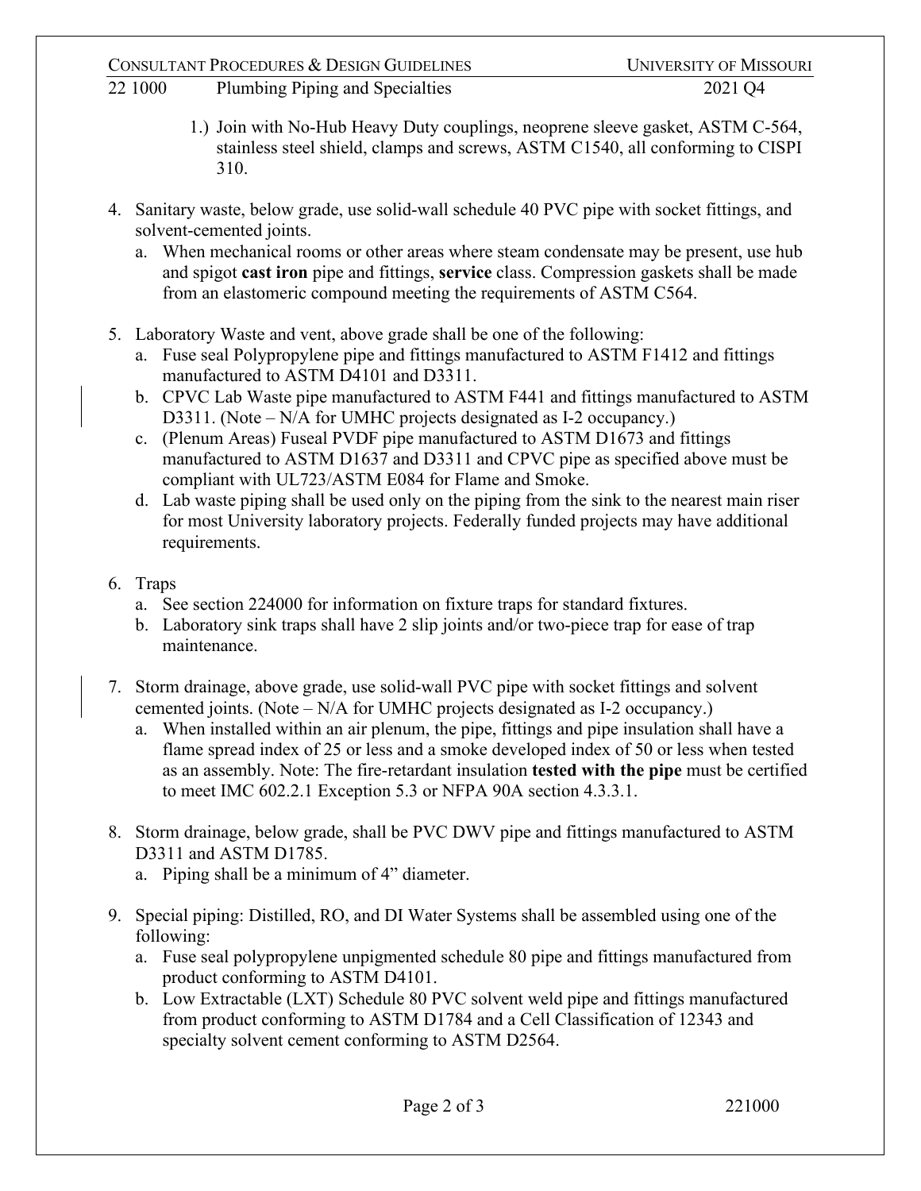1.) Join with No-Hub Heavy Duty couplings, neoprene sleeve gasket, ASTM C-564, stainless steel shield, clamps and screws, ASTM C1540, all conforming to CISPI 310.

4. Sanitary waste, below grade, use solid-wall schedule 40 PVC pipe with socket fittings, and solvent-cemented joints.
   a. When mechanical rooms or other areas where steam condensate may be present, use hub and spigot **cast iron** pipe and fittings, **service** class. Compression gaskets shall be made from an elastomeric compound meeting the requirements of ASTM C564.

5. Laboratory Waste and vent, above grade shall be one of the following:
   a. Fuse seal Polypropylene pipe and fittings manufactured to ASTM F1412 and fittings manufactured to ASTM D4101 and D3311.
   b. CPVC Lab Waste pipe manufactured to ASTM F441 and fittings manufactured to ASTM D3311. (Note – N/A for UMHC projects designated as I-2 occupancy.)
   c. (Plenum Areas) Fuseal PVDF pipe manufactured to ASTM D1673 and fittings manufactured to ASTM D1637 and D3311 and CPVC pipe as specified above must be compliant with UL723/ASTM E084 for Flame and Smoke.
   d. Lab waste piping shall be used only on the piping from the sink to the nearest main riser for most University laboratory projects. Federally funded projects may have additional requirements.

6. Traps
   a. See section 224000 for information on fixture traps for standard fixtures.
   b. Laboratory sink traps shall have 2 slip joints and/or two-piece trap for ease of trap maintenance.

7. Storm drainage, above grade, use solid-wall PVC pipe with socket fittings and solvent cemented joints. (Note – N/A for UMHC projects designated as I-2 occupancy.)
   a. When installed within an air plenum, the pipe, fittings and pipe insulation shall have a flame spread index of 25 or less and a smoke developed index of 50 or less when tested as an assembly. Note: The fire-retardant insulation **tested with the pipe** must be certified to meet IMC 602.2.1 Exception 5.3 or NFPA 90A section 4.3.3.1.

8. Storm drainage, below grade, shall be PVC DWV pipe and fittings manufactured to ASTM D3311 and ASTM D1785.
   a. Piping shall be a minimum of 4" diameter.

9. Special piping: Distilled, RO, and DI Water Systems shall be assembled using one of the following:
   a. Fuse seal polypropylene unpigmented schedule 80 pipe and fittings manufactured from product conforming to ASTM D4101.
   b. Low Extractable (LXT) Schedule 80 PVC solvent weld pipe and fittings manufactured from product conforming to ASTM D1784 and a Cell Classification of 12343 and specialty solvent cement conforming to ASTM D2564.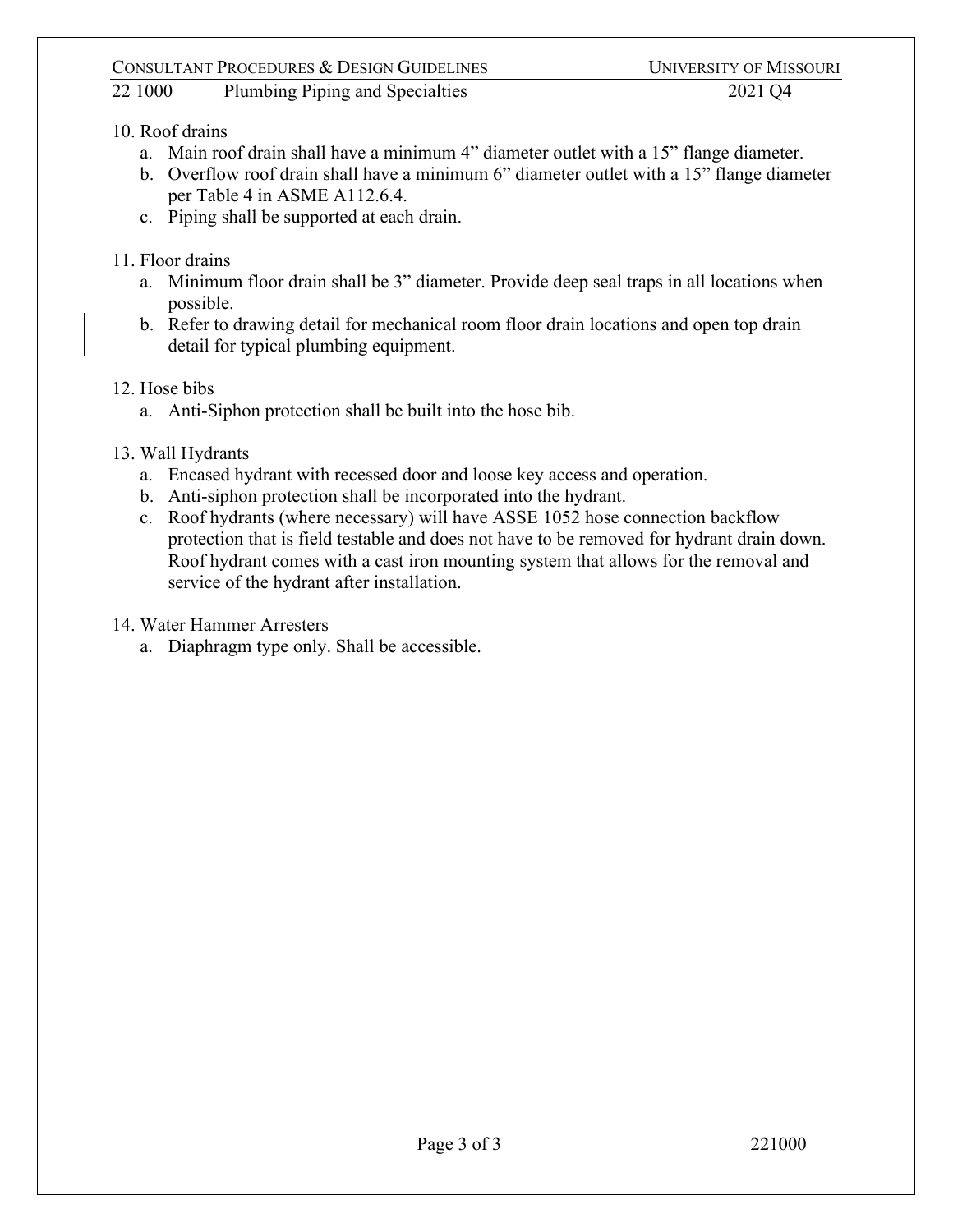10. Roof drains
    a. Main roof drain shall have a minimum 4" diameter outlet with a 15" flange diameter.
    b. Overflow roof drain shall have a minimum 6" diameter outlet with a 15" flange diameter per Table 4 in ASME A112.6.4.
    c. Piping shall be supported at each drain.

11. Floor drains
    a. Minimum floor drain shall be 3" diameter. Provide deep seal traps in all locations when possible.
    b. Refer to drawing detail for mechanical room floor drain locations and open top drain detail for typical plumbing equipment.

12. Hose bibs
    a. Anti-Siphon protection shall be built into the hose bib.

13. Wall Hydrants
    a. Encased hydrant with recessed door and loose key access and operation.
    b. Anti-siphon protection shall be incorporated into the hydrant.
    c. Roof hydrants (where necessary) will have ASSE 1052 hose connection backflow protection that is field testable and does not have to be removed for hydrant drain down. Roof hydrant comes with a cast iron mounting system that allows for the removal and service of the hydrant after installation.

14. Water Hammer Arresters
    a. Diaphragm type only. Shall be accessible.